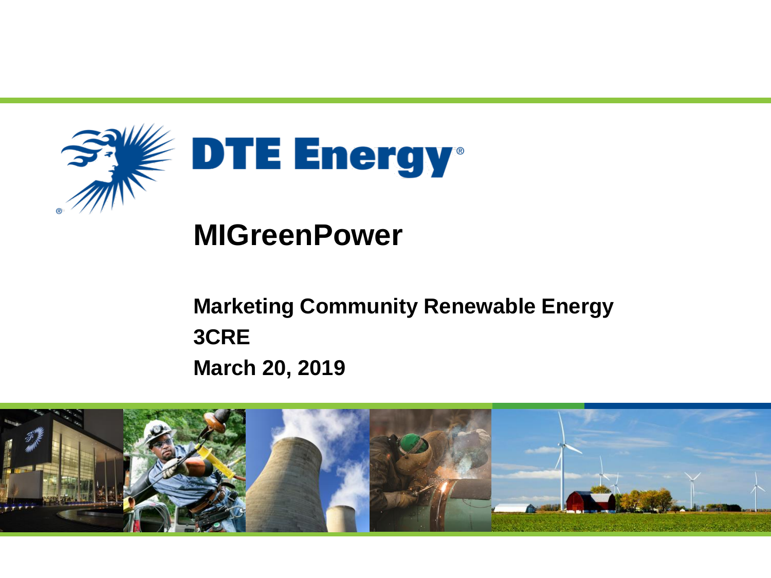DTE Energy®

# MIGreenPower

**Marketing Community Renewable Energy**
**3CRE**
**March 20, 2019**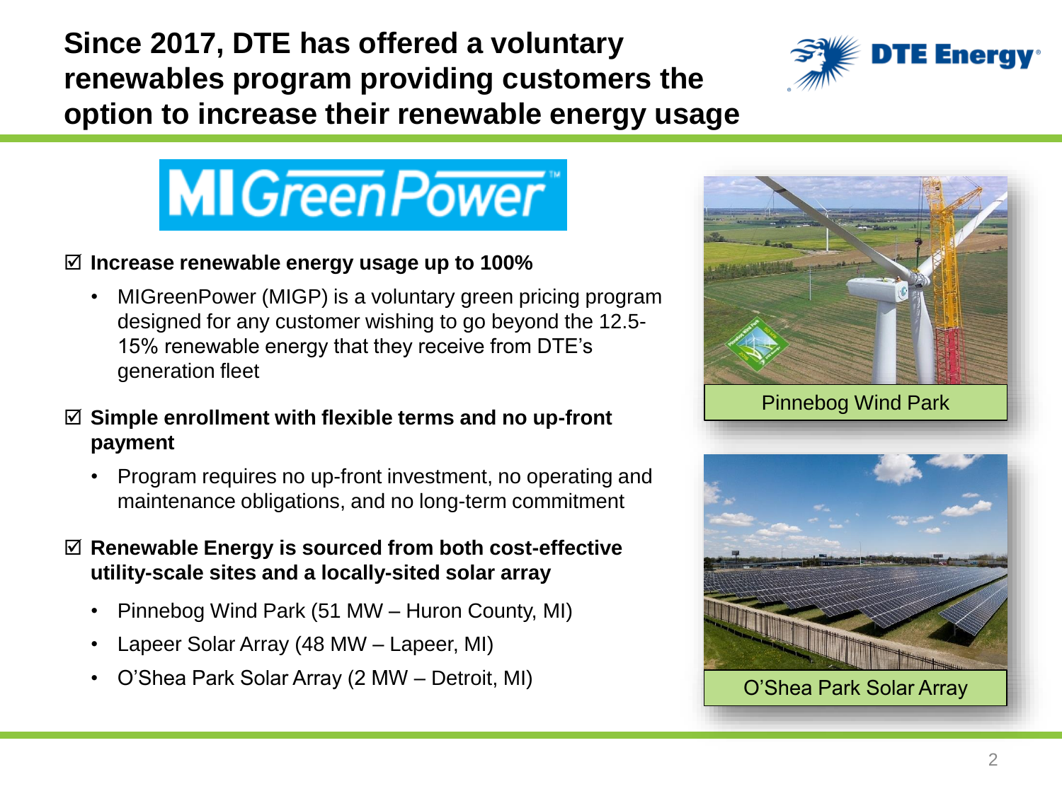# Since 2017, DTE has offered a voluntary renewables program providing customers the option to increase their renewable energy usage

MIGreenPower™

☑ **Increase renewable energy usage up to 100%**

- MIGreenPower (MIGP) is a voluntary green pricing program designed for any customer wishing to go beyond the 12.5-15% renewable energy that they receive from DTE's generation fleet

☑ **Simple enrollment with flexible terms and no up-front payment**

- Program requires no up-front investment, no operating and maintenance obligations, and no long-term commitment

☑ **Renewable Energy is sourced from both cost-effective utility-scale sites and a locally-sited solar array**

- Pinnebog Wind Park (51 MW – Huron County, MI)
- Lapeer Solar Array (48 MW – Lapeer, MI)
- O'Shea Park Solar Array (2 MW – Detroit, MI)

Pinnebog Wind Park

O'Shea Park Solar Array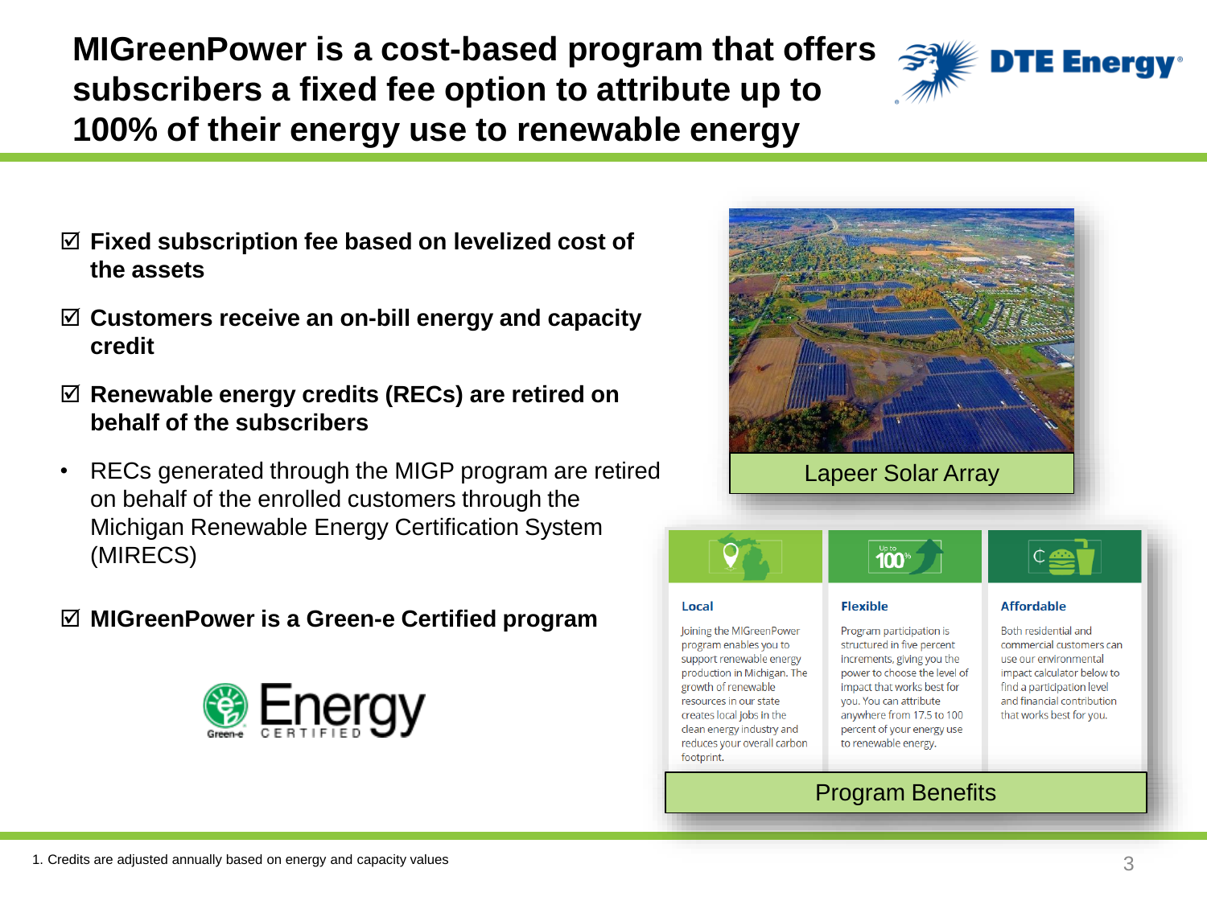# MIGreenPower is a cost-based program that offers subscribers a fixed fee option to attribute up to 100% of their energy use to renewable energy

- ☑ **Fixed subscription fee based on levelized cost of the assets**
- ☑ **Customers receive an on-bill energy and capacity credit**
- ☑ **Renewable energy credits (RECs) are retired on behalf of the subscribers**
  - RECs generated through the MIGP program are retired on behalf of the enrolled customers through the Michigan Renewable Energy Certification System (MIRECS)
- ☑ **MIGreenPower is a Green-e Certified program**

Green-e Energy CERTIFIED

Lapeer Solar Array

**Local**

Joining the MIGreenPower program enables you to support renewable energy production in Michigan. The growth of renewable resources in our state creates local jobs in the clean energy industry and reduces your overall carbon footprint.

**Flexible**

Program participation is structured in five percent increments, giving you the power to choose the level of impact that works best for you. You can attribute anywhere from 17.5 to 100 percent of your energy use to renewable energy.

**Affordable**

Both residential and commercial customers can use our environmental impact calculator below to find a participation level and financial contribution that works best for you.

Program Benefits

1. Credits are adjusted annually based on energy and capacity values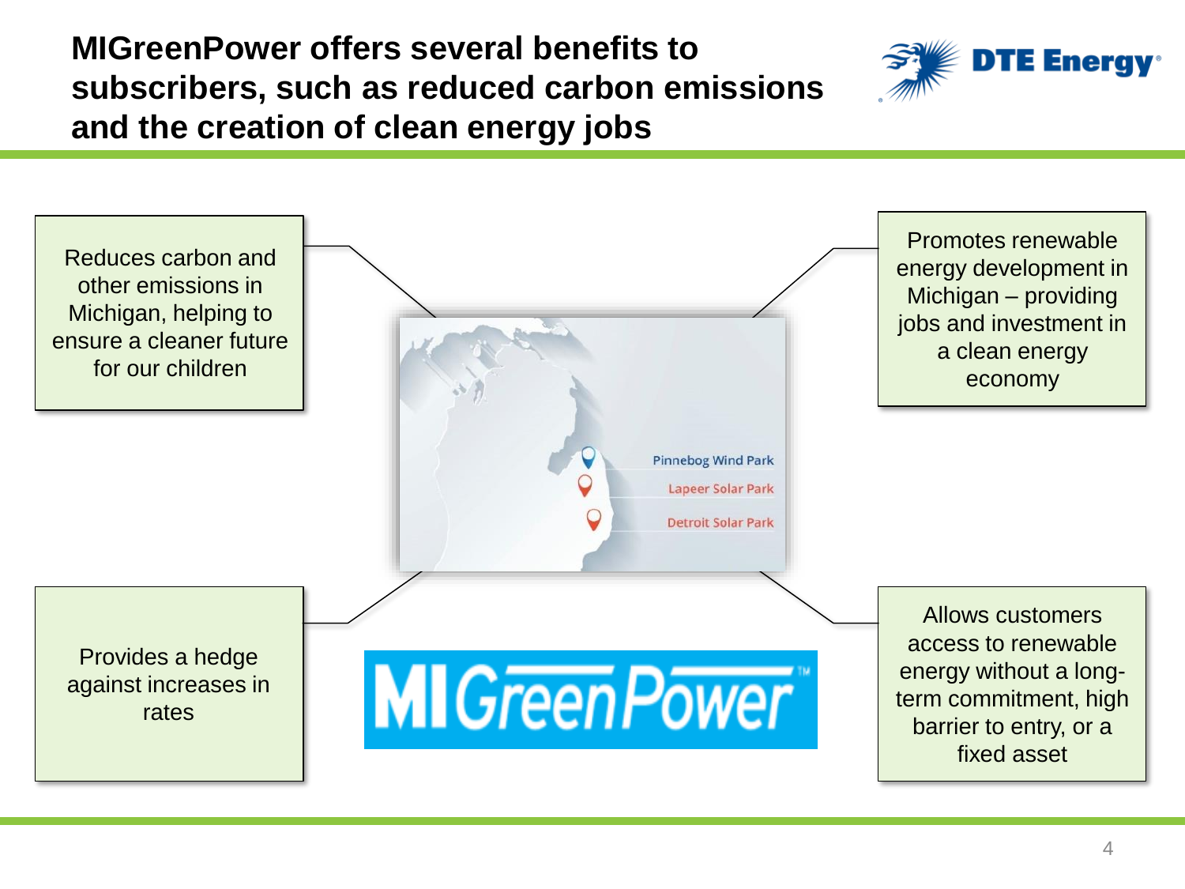# MIGreenPower offers several benefits to subscribers, such as reduced carbon emissions and the creation of clean energy jobs

- Reduces carbon and other emissions in Michigan, helping to ensure a cleaner future for our children
- Promotes renewable energy development in Michigan – providing jobs and investment in a clean energy economy
- Provides a hedge against increases in rates
- Allows customers access to renewable energy without a long-term commitment, high barrier to entry, or a fixed asset

Pinnebog Wind Park

Lapeer Solar Park

Detroit Solar Park

MIGreenPower™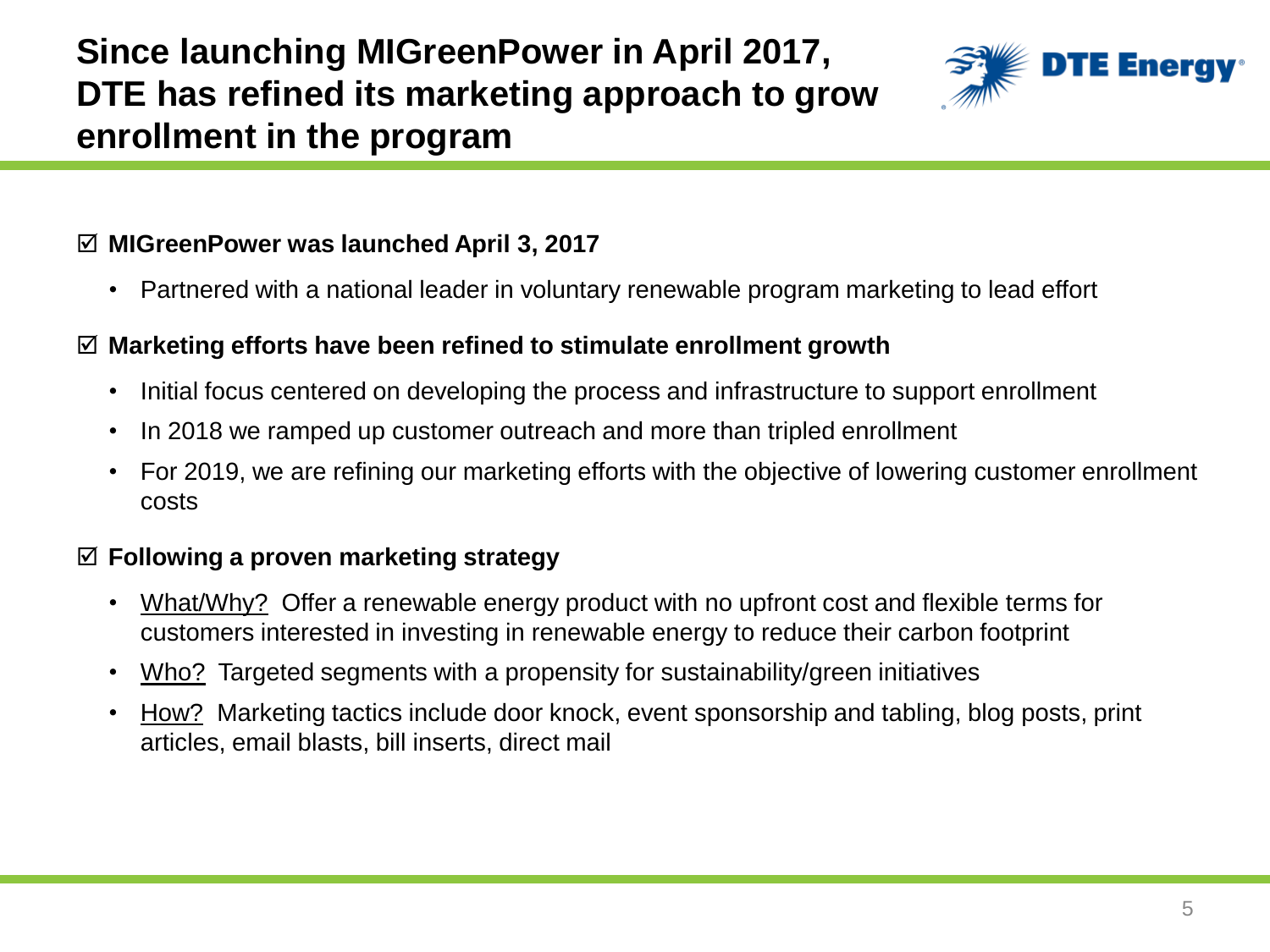# Since launching MIGreenPower in April 2017, DTE has refined its marketing approach to grow enrollment in the program

☑ **MIGreenPower was launched April 3, 2017**

- Partnered with a national leader in voluntary renewable program marketing to lead effort

☑ **Marketing efforts have been refined to stimulate enrollment growth**

- Initial focus centered on developing the process and infrastructure to support enrollment
- In 2018 we ramped up customer outreach and more than tripled enrollment
- For 2019, we are refining our marketing efforts with the objective of lowering customer enrollment costs

☑ **Following a proven marketing strategy**

- <u>What/Why?</u> Offer a renewable energy product with no upfront cost and flexible terms for customers interested in investing in renewable energy to reduce their carbon footprint
- <u>Who?</u> Targeted segments with a propensity for sustainability/green initiatives
- <u>How?</u> Marketing tactics include door knock, event sponsorship and tabling, blog posts, print articles, email blasts, bill inserts, direct mail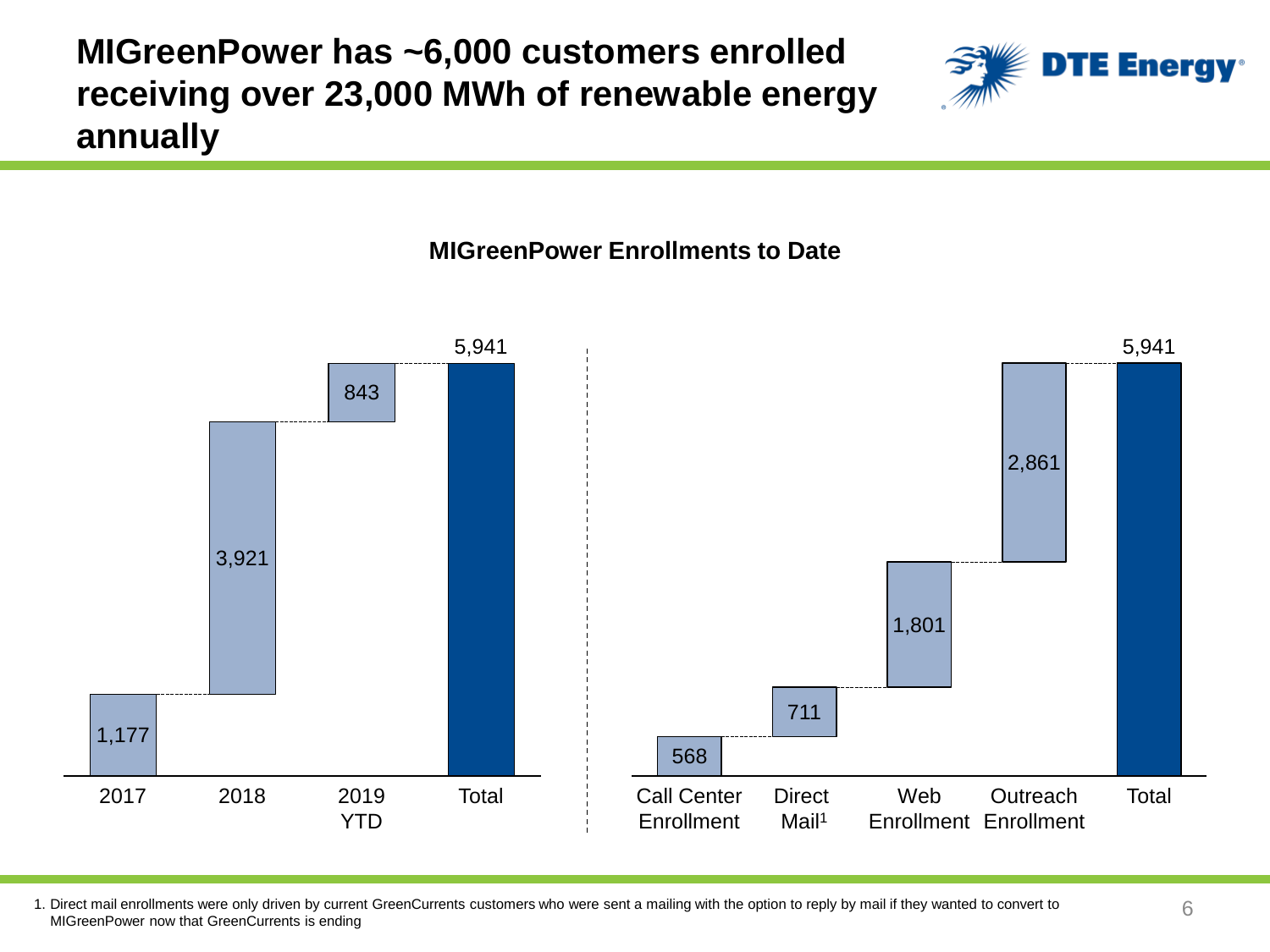# MIGreenPower has ~6,000 customers enrolled receiving over 23,000 MWh of renewable energy annually

**MIGreenPower Enrollments to Date**

| Year | Enrollments |
|---|---|
| 2017 | 1,177 |
| 2018 | 3,921 |
| 2019 YTD | 843 |
| Total | 5,941 |

| Channel | Enrollments |
|---|---|
| Call Center Enrollment | 568 |
| Direct Mail[1] | 711 |
| Web Enrollment | 1,801 |
| Outreach Enrollment | 2,861 |
| Total | 5,941 |

1. Direct mail enrollments were only driven by current GreenCurrents customers who were sent a mailing with the option to reply by mail if they wanted to convert to MIGreenPower now that GreenCurrents is ending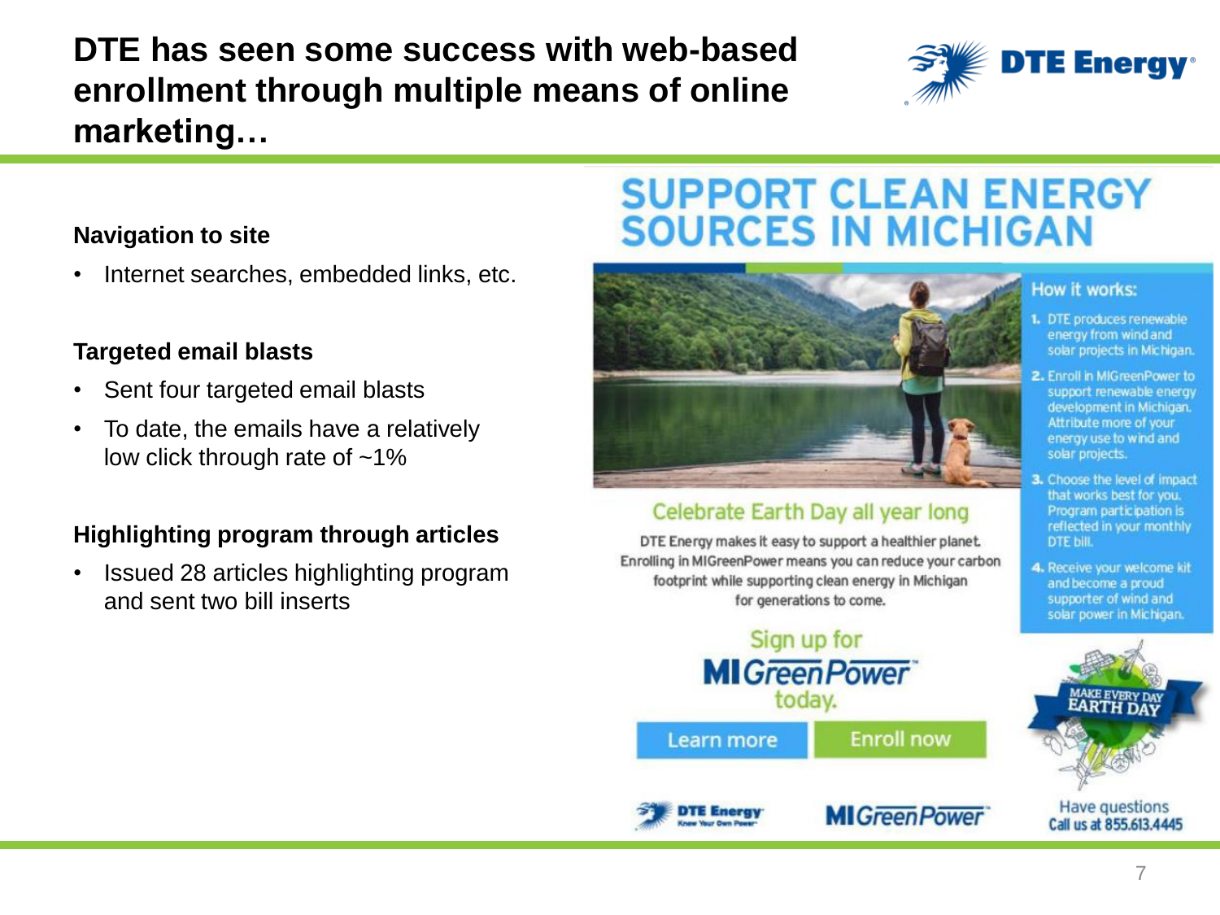# DTE has seen some success with web-based enrollment through multiple means of online marketing…

**Navigation to site**

- Internet searches, embedded links, etc.

**Targeted email blasts**

- Sent four targeted email blasts
- To date, the emails have a relatively low click through rate of ~1%

**Highlighting program through articles**

- Issued 28 articles highlighting program and sent two bill inserts

## SUPPORT CLEAN ENERGY SOURCES IN MICHIGAN

### Celebrate Earth Day all year long

DTE Energy makes it easy to support a healthier planet. Enrolling in MIGreenPower means you can reduce your carbon footprint while supporting clean energy in Michigan for generations to come.

Sign up for MIGreenPower today.

Learn more | Enroll now

**How it works:**

1. DTE produces renewable energy from wind and solar projects in Michigan.
2. Enroll in MIGreenPower to support renewable energy development in Michigan. Attribute more of your energy use to wind and solar projects.
3. Choose the level of impact that works best for you. Program participation is reflected in your monthly DTE bill.
4. Receive your welcome kit and become a proud supporter of wind and solar power in Michigan.

MAKE EVERY DAY EARTH DAY

Have questions
Call us at 855.613.4445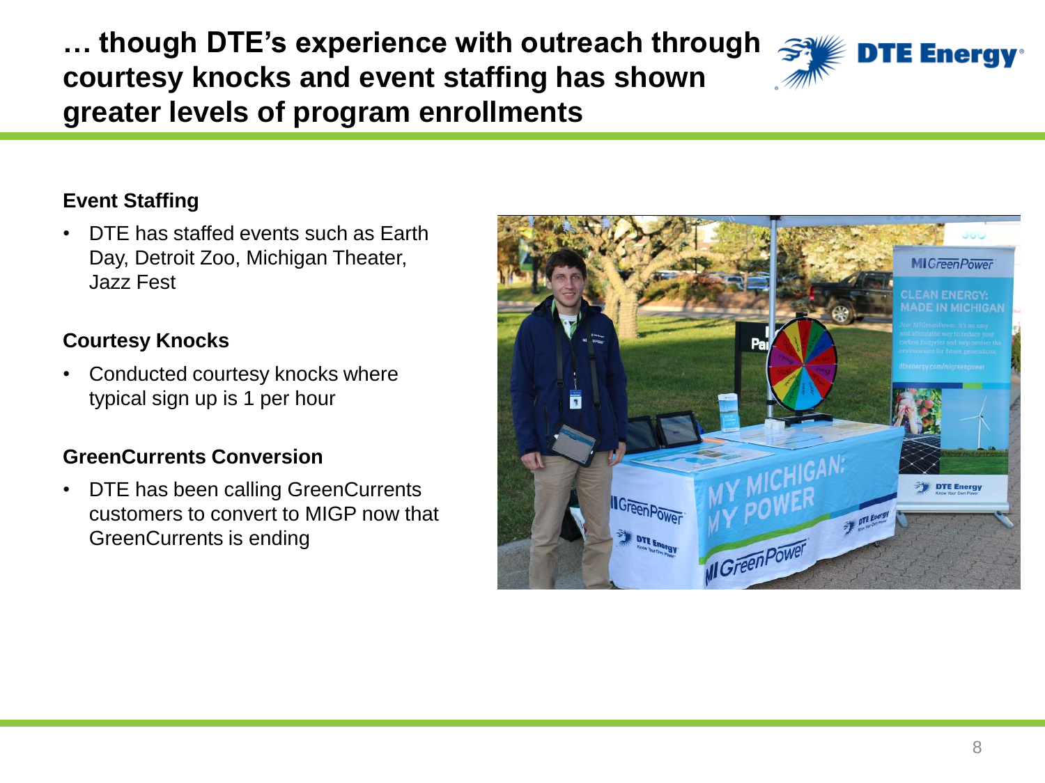# … though DTE's experience with outreach through courtesy knocks and event staffing has shown greater levels of program enrollments

### Event Staffing

- DTE has staffed events such as Earth Day, Detroit Zoo, Michigan Theater, Jazz Fest

### Courtesy Knocks

- Conducted courtesy knocks where typical sign up is 1 per hour

### GreenCurrents Conversion

- DTE has been calling GreenCurrents customers to convert to MIGP now that GreenCurrents is ending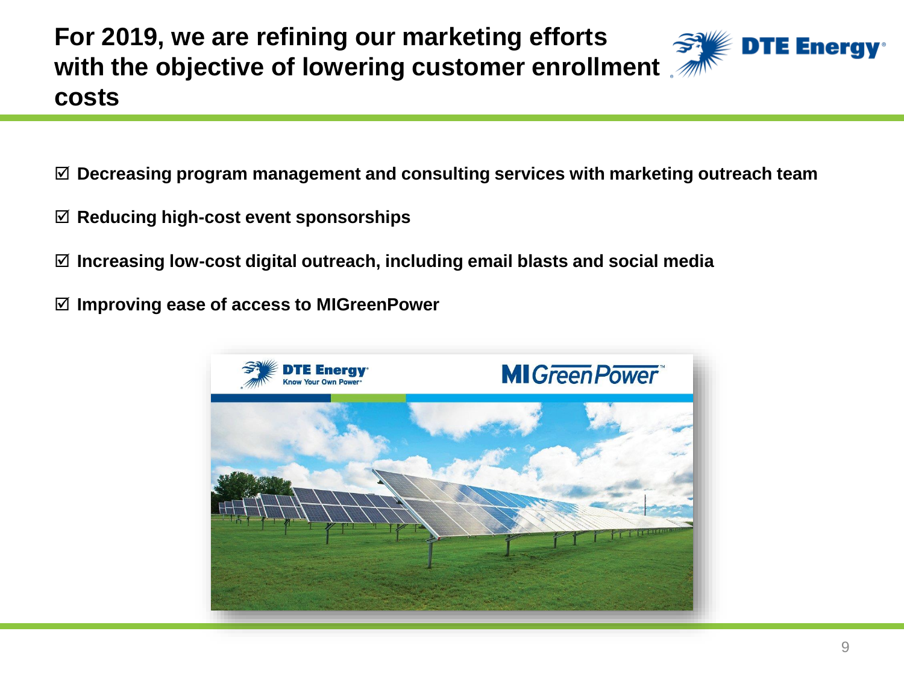# For 2019, we are refining our marketing efforts with the objective of lowering customer enrollment costs

- ☑ **Decreasing program management and consulting services with marketing outreach team**
- ☑ **Reducing high-cost event sponsorships**
- ☑ **Increasing low-cost digital outreach, including email blasts and social media**
- ☑ **Improving ease of access to MIGreenPower**